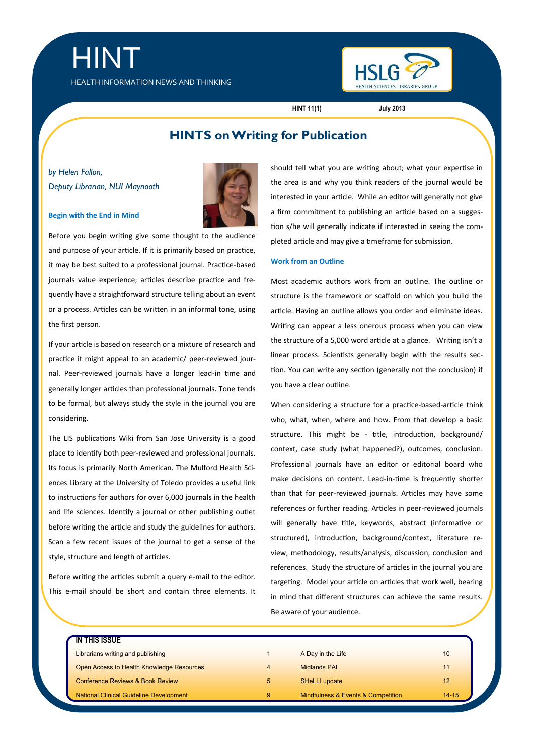# HINT

HEALTH INFORMATION NEWS AND THINKING

HINT 11(1) July 2013

## HINTS on Writing for Publication

*by Helen Fallon,*
*Deputy Librarian, NUI Maynooth*

### Begin with the End in Mind

Before you begin writing give some thought to the audience and purpose of your article. If it is primarily based on practice, it may be best suited to a professional journal. Practice-based journals value experience; articles describe practice and frequently have a straightforward structure telling about an event or a process. Articles can be written in an informal tone, using the first person.

If your article is based on research or a mixture of research and practice it might appeal to an academic/ peer-reviewed journal. Peer-reviewed journals have a longer lead-in time and generally longer articles than professional journals. Tone tends to be formal, but always study the style in the journal you are considering.

The LIS publications Wiki from San Jose University is a good place to identify both peer-reviewed and professional journals. Its focus is primarily North American. The Mulford Health Sciences Library at the University of Toledo provides a useful link to instructions for authors for over 6,000 journals in the health and life sciences. Identify a journal or other publishing outlet before writing the article and study the guidelines for authors. Scan a few recent issues of the journal to get a sense of the style, structure and length of articles.

Before writing the articles submit a query e-mail to the editor. This e-mail should be short and contain three elements. It should tell what you are writing about; what your expertise in the area is and why you think readers of the journal would be interested in your article. While an editor will generally not give a firm commitment to publishing an article based on a suggestion s/he will generally indicate if interested in seeing the completed article and may give a timeframe for submission.

### Work from an Outline

Most academic authors work from an outline. The outline or structure is the framework or scaffold on which you build the article. Having an outline allows you order and eliminate ideas. Writing can appear a less onerous process when you can view the structure of a 5,000 word article at a glance. Writing isn't a linear process. Scientists generally begin with the results section. You can write any section (generally not the conclusion) if you have a clear outline.

When considering a structure for a practice-based-article think who, what, when, where and how. From that develop a basic structure. This might be - title, introduction, background/ context, case study (what happened?), outcomes, conclusion. Professional journals have an editor or editorial board who make decisions on content. Lead-in-time is frequently shorter than that for peer-reviewed journals. Articles may have some references or further reading. Articles in peer-reviewed journals will generally have title, keywords, abstract (informative or structured), introduction, background/context, literature review, methodology, results/analysis, discussion, conclusion and references. Study the structure of articles in the journal you are targeting. Model your article on articles that work well, bearing in mind that different structures can achieve the same results. Be aware of your audience.

**IN THIS ISSUE**

| | | | |
|---|---|---|---|
| Librarians writing and publishing | 1 | A Day in the Life | 10 |
| Open Access to Health Knowledge Resources | 4 | Midlands PAL | 11 |
| Conference Reviews & Book Review | 5 | SHeLLI update | 12 |
| National Clinical Guideline Development | 9 | Mindfulness & Events & Competition | 14-15 |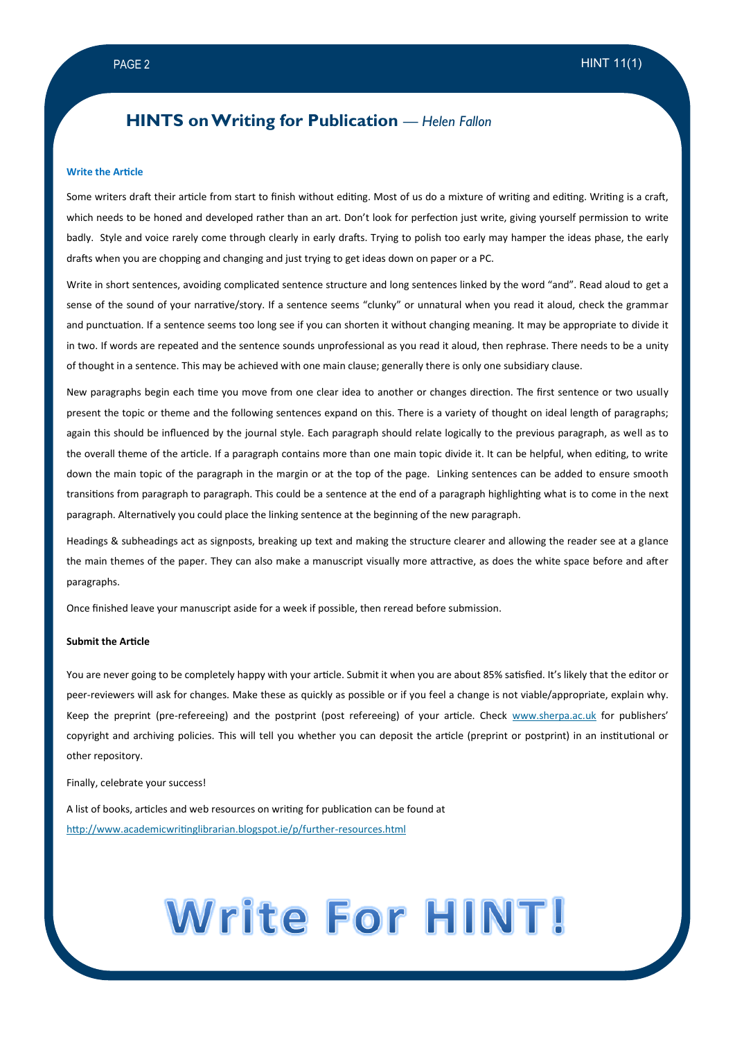## HINTS on Writing for Publication — *Helen Fallon*

### Write the Article

Some writers draft their article from start to finish without editing. Most of us do a mixture of writing and editing. Writing is a craft, which needs to be honed and developed rather than an art. Don't look for perfection just write, giving yourself permission to write badly. Style and voice rarely come through clearly in early drafts. Trying to polish too early may hamper the ideas phase, the early drafts when you are chopping and changing and just trying to get ideas down on paper or a PC.

Write in short sentences, avoiding complicated sentence structure and long sentences linked by the word "and". Read aloud to get a sense of the sound of your narrative/story. If a sentence seems "clunky" or unnatural when you read it aloud, check the grammar and punctuation. If a sentence seems too long see if you can shorten it without changing meaning. It may be appropriate to divide it in two. If words are repeated and the sentence sounds unprofessional as you read it aloud, then rephrase. There needs to be a unity of thought in a sentence. This may be achieved with one main clause; generally there is only one subsidiary clause.

New paragraphs begin each time you move from one clear idea to another or changes direction. The first sentence or two usually present the topic or theme and the following sentences expand on this. There is a variety of thought on ideal length of paragraphs; again this should be influenced by the journal style. Each paragraph should relate logically to the previous paragraph, as well as to the overall theme of the article. If a paragraph contains more than one main topic divide it. It can be helpful, when editing, to write down the main topic of the paragraph in the margin or at the top of the page. Linking sentences can be added to ensure smooth transitions from paragraph to paragraph. This could be a sentence at the end of a paragraph highlighting what is to come in the next paragraph. Alternatively you could place the linking sentence at the beginning of the new paragraph.

Headings & subheadings act as signposts, breaking up text and making the structure clearer and allowing the reader see at a glance the main themes of the paper. They can also make a manuscript visually more attractive, as does the white space before and after paragraphs.

Once finished leave your manuscript aside for a week if possible, then reread before submission.

### Submit the Article

You are never going to be completely happy with your article. Submit it when you are about 85% satisfied. It's likely that the editor or peer-reviewers will ask for changes. Make these as quickly as possible or if you feel a change is not viable/appropriate, explain why. Keep the preprint (pre-refereeing) and the postprint (post refereeing) of your article. Check www.sherpa.ac.uk for publishers' copyright and archiving policies. This will tell you whether you can deposit the article (preprint or postprint) in an institutional or other repository.

Finally, celebrate your success!

A list of books, articles and web resources on writing for publication can be found at
http://www.academicwritinglibrarian.blogspot.ie/p/further-resources.html

# Write For HINT!